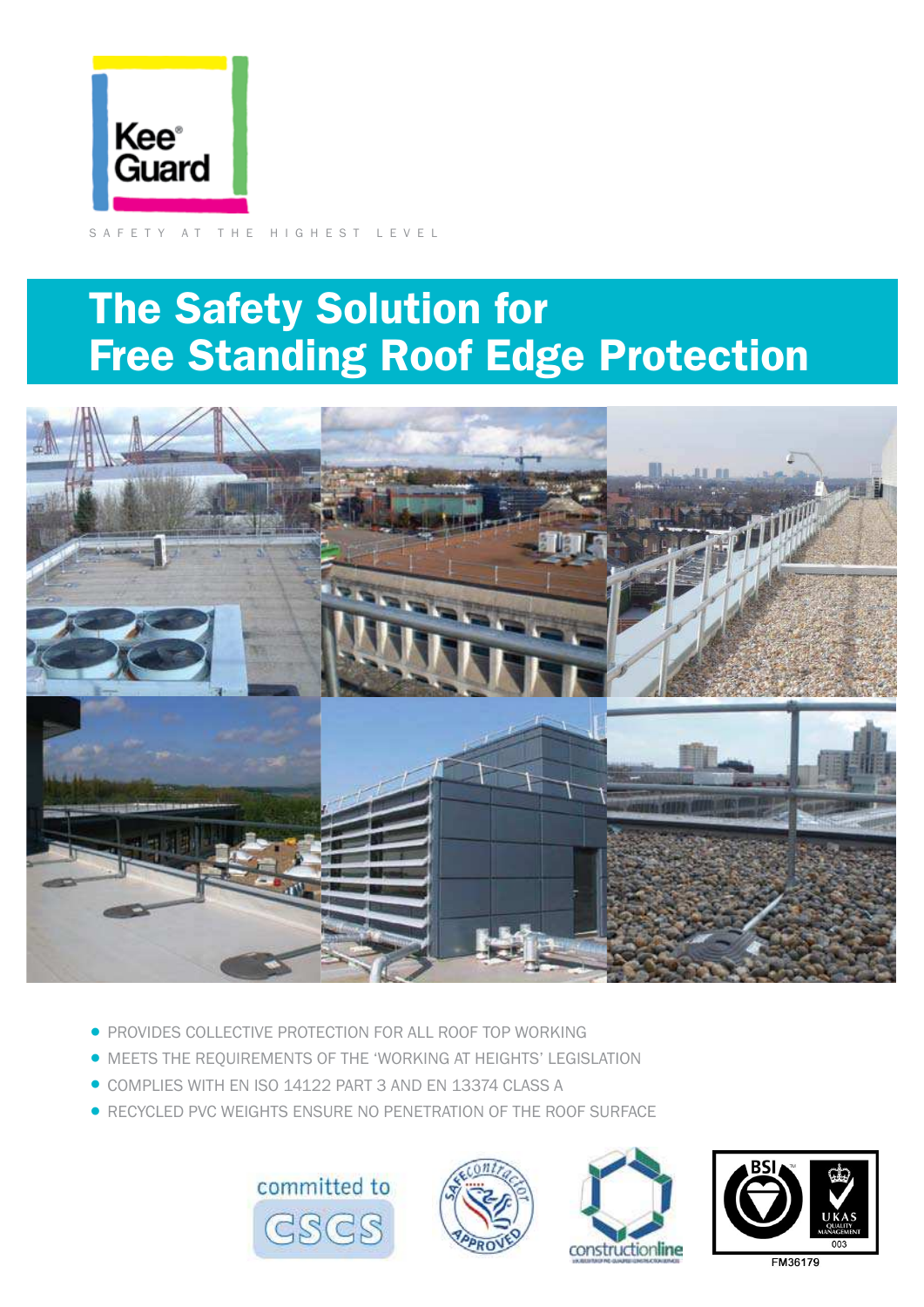Kee® Guard

SAFETY AT THE HIGHEST LEVEL

# The Safety Solution for Free Standing Roof Edge Protection

- PROVIDES COLLECTIVE PROTECTION FOR ALL ROOF TOP WORKING
- MEETS THE REQUIREMENTS OF THE 'WORKING AT HEIGHTS' LEGISLATION
- COMPLIES WITH EN ISO 14122 PART 3 AND EN 13374 CLASS A
- RECYCLED PVC WEIGHTS ENSURE NO PENETRATION OF THE ROOF SURFACE

committed to CSCS

Safe contractor APPROVED

constructionline

BSI UKAS QUALITY MANAGEMENT 003

FM36179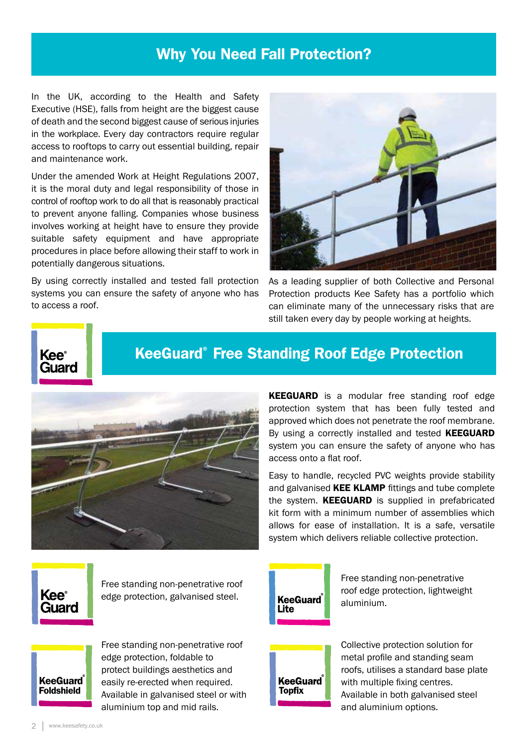# Why You Need Fall Protection?

In the UK, according to the Health and Safety Executive (HSE), falls from height are the biggest cause of death and the second biggest cause of serious injuries in the workplace. Every day contractors require regular access to rooftops to carry out essential building, repair and maintenance work.

Under the amended Work at Height Regulations 2007, it is the moral duty and legal responsibility of those in control of rooftop work to do all that is reasonably practical to prevent anyone falling. Companies whose business involves working at height have to ensure they provide suitable safety equipment and have appropriate procedures in place before allowing their staff to work in potentially dangerous situations.

By using correctly installed and tested fall protection systems you can ensure the safety of anyone who has to access a roof.

As a leading supplier of both Collective and Personal Protection products Kee Safety has a portfolio which can eliminate many of the unnecessary risks that are still taken every day by people working at heights.

Kee® Guard

## KeeGuard® Free Standing Roof Edge Protection

**KEEGUARD** is a modular free standing roof edge protection system that has been fully tested and approved which does not penetrate the roof membrane. By using a correctly installed and tested **KEEGUARD** system you can ensure the safety of anyone who has access onto a flat roof.

Easy to handle, recycled PVC weights provide stability and galvanised **KEE KLAMP** fittings and tube complete the system. **KEEGUARD** is supplied in prefabricated kit form with a minimum number of assemblies which allows for ease of installation. It is a safe, versatile system which delivers reliable collective protection.

**Kee® Guard**

Free standing non-penetrative roof edge protection, galvanised steel.

**KeeGuard® Lite**

Free standing non-penetrative roof edge protection, lightweight aluminium.

**KeeGuard® Foldshield**

Free standing non-penetrative roof edge protection, foldable to protect buildings aesthetics and easily re-erected when required. Available in galvanised steel or with aluminium top and mid rails.

**KeeGuard® Topfix**

Collective protection solution for metal profile and standing seam roofs, utilises a standard base plate with multiple fixing centres. Available in both galvanised steel and aluminium options.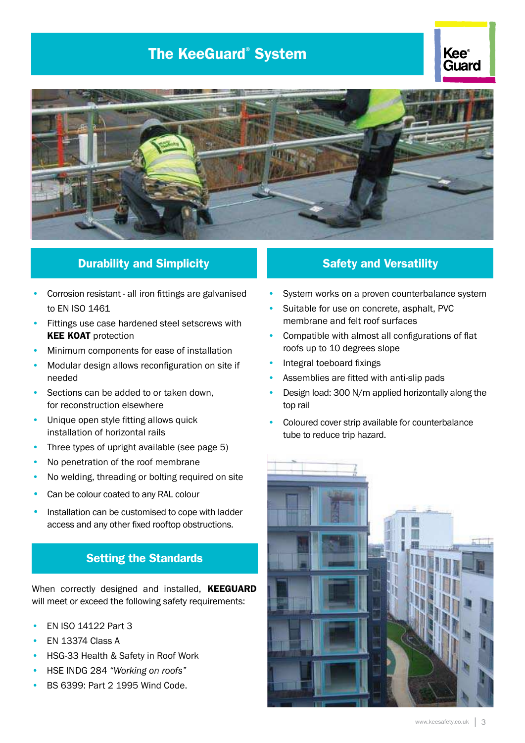# The KeeGuard® System

## Durability and Simplicity

- Corrosion resistant - all iron fittings are galvanised to EN ISO 1461
- Fittings use case hardened steel setscrews with **KEE KOAT** protection
- Minimum components for ease of installation
- Modular design allows reconfiguration on site if needed
- Sections can be added to or taken down, for reconstruction elsewhere
- Unique open style fitting allows quick installation of horizontal rails
- Three types of upright available (see page 5)
- No penetration of the roof membrane
- No welding, threading or bolting required on site
- Can be colour coated to any RAL colour
- Installation can be customised to cope with ladder access and any other fixed rooftop obstructions.

## Setting the Standards

When correctly designed and installed, **KEEGUARD** will meet or exceed the following safety requirements:

- EN ISO 14122 Part 3
- EN 13374 Class A
- HSG-33 Health & Safety in Roof Work
- HSE INDG 284 *"Working on roofs"*
- BS 6399: Part 2 1995 Wind Code.

## Safety and Versatility

- System works on a proven counterbalance system
- Suitable for use on concrete, asphalt, PVC membrane and felt roof surfaces
- Compatible with almost all configurations of flat roofs up to 10 degrees slope
- Integral toeboard fixings
- Assemblies are fitted with anti-slip pads
- Design load: 300 N/m applied horizontally along the top rail
- Coloured cover strip available for counterbalance tube to reduce trip hazard.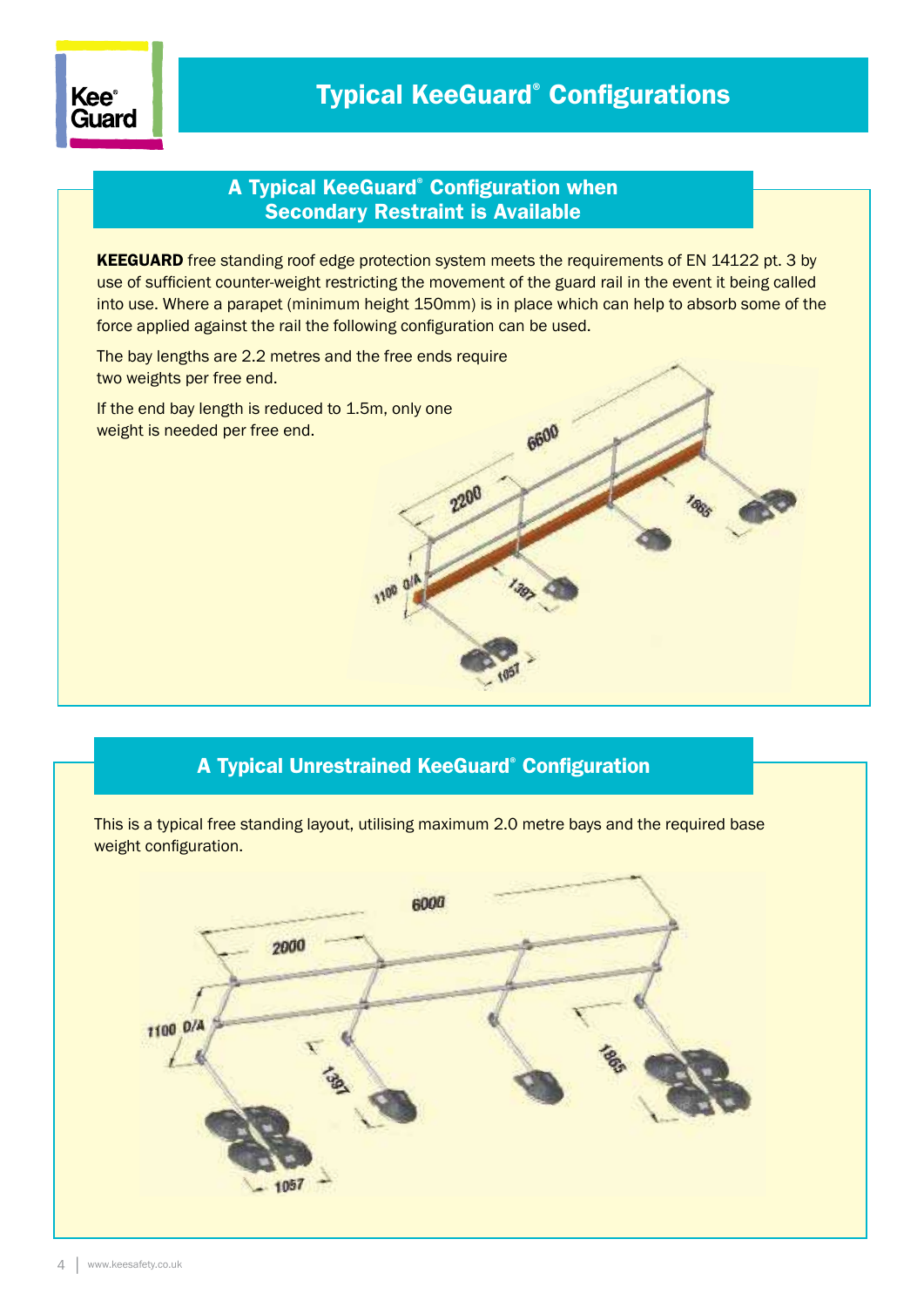# Typical KeeGuard® Configurations

## A Typical KeeGuard® Configuration when Secondary Restraint is Available

**KEEGUARD** free standing roof edge protection system meets the requirements of EN 14122 pt. 3 by use of sufficient counter-weight restricting the movement of the guard rail in the event it being called into use. Where a parapet (minimum height 150mm) is in place which can help to absorb some of the force applied against the rail the following configuration can be used.

The bay lengths are 2.2 metres and the free ends require two weights per free end.

If the end bay length is reduced to 1.5m, only one weight is needed per free end.

## A Typical Unrestrained KeeGuard® Configuration

This is a typical free standing layout, utilising maximum 2.0 metre bays and the required base weight configuration.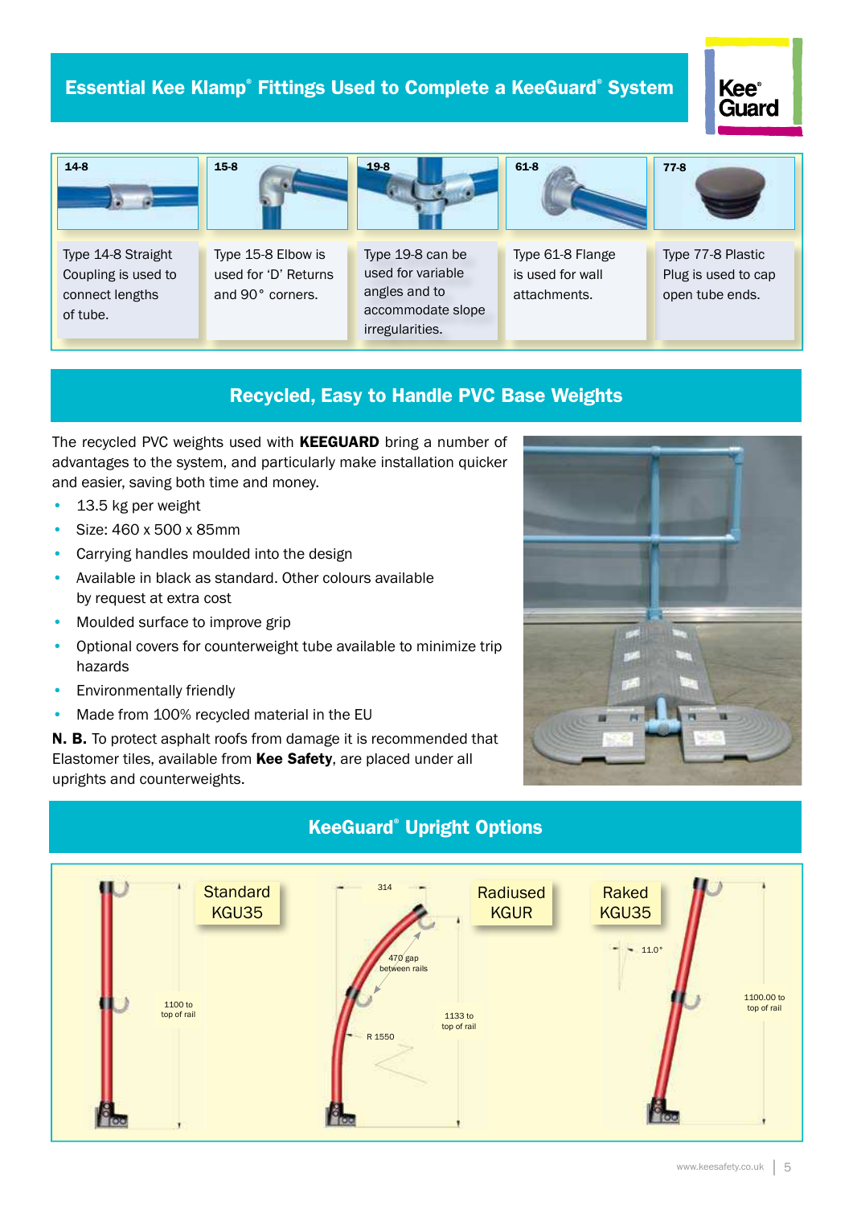## Essential Kee Klamp® Fittings Used to Complete a KeeGuard® System

**14-8**

Type 14-8 Straight Coupling is used to connect lengths of tube.

**15-8**

Type 15-8 Elbow is used for 'D' Returns and 90° corners.

**19-8**

Type 19-8 can be used for variable angles and to accommodate slope irregularities.

**61-8**

Type 61-8 Flange is used for wall attachments.

**77-8**

Type 77-8 Plastic Plug is used to cap open tube ends.

## Recycled, Easy to Handle PVC Base Weights

The recycled PVC weights used with **KEEGUARD** bring a number of advantages to the system, and particularly make installation quicker and easier, saving both time and money.

- 13.5 kg per weight
- Size: 460 x 500 x 85mm
- Carrying handles moulded into the design
- Available in black as standard. Other colours available by request at extra cost
- Moulded surface to improve grip
- Optional covers for counterweight tube available to minimize trip hazards
- Environmentally friendly
- Made from 100% recycled material in the EU

**N. B.** To protect asphalt roofs from damage it is recommended that Elastomer tiles, available from **Kee Safety**, are placed under all uprights and counterweights.

## KeeGuard® Upright Options

Standard KGU35 — 1100 to top of rail

Radiused KGUR — 314; 470 gap between rails; 1133 to top of rail; R 1550

Raked KGU35 — 11.0°; 1100.00 to top of rail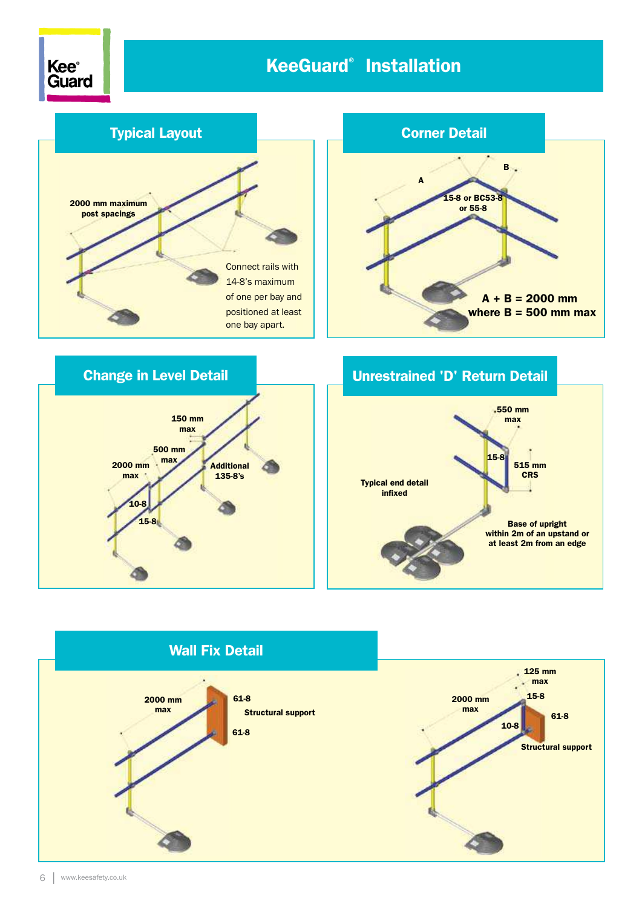# KeeGuard® Installation

## Typical Layout

2000 mm maximum post spacings

Connect rails with 14-8's maximum of one per bay and positioned at least one bay apart.

## Corner Detail

A

B

15-8 or BC53-8 or 55-8

A + B = 2000 mm where B = 500 mm max

## Change in Level Detail

150 mm max

500 mm max

2000 mm max

Additional 135-8's

10-8

15-8

## Unrestrained 'D' Return Detail

550 mm max

15-8

515 mm CRS

Typical end detail infixed

Base of upright within 2m of an upstand or at least 2m from an edge

## Wall Fix Detail

2000 mm max

61-8

Structural support

61-8

125 mm max

15-8

2000 mm max

61-8

10-8

Structural support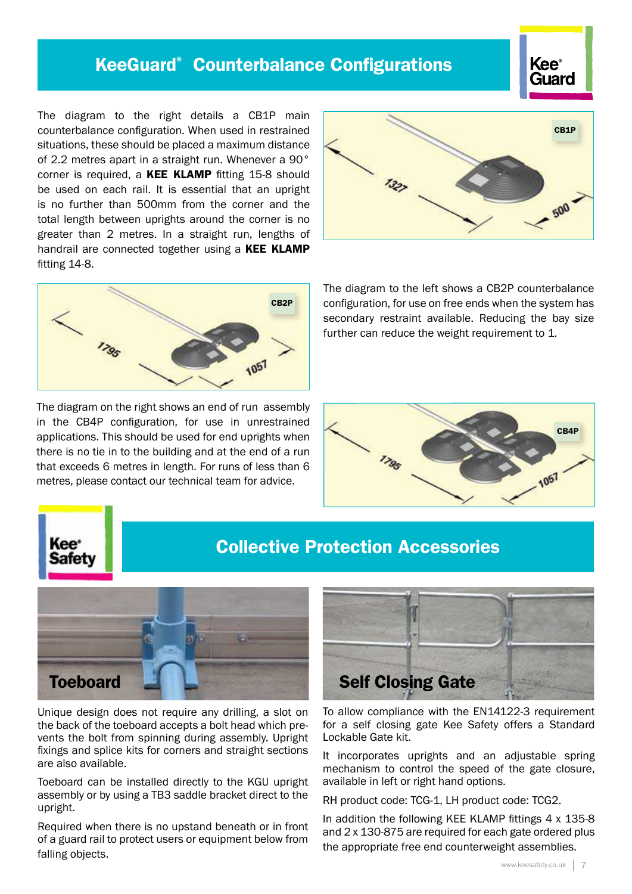# KeeGuard® Counterbalance Configurations

The diagram to the right details a CB1P main counterbalance configuration. When used in restrained situations, these should be placed a maximum distance of 2.2 metres apart in a straight run. Whenever a 90° corner is required, a **KEE KLAMP** fitting 15-8 should be used on each rail. It is essential that an upright is no further than 500mm from the corner and the total length between uprights around the corner is no greater than 2 metres. In a straight run, lengths of handrail are connected together using a **KEE KLAMP** fitting 14-8.

CB1P

1327

500

CB2P

1795

1057

The diagram to the left shows a CB2P counterbalance configuration, for use on free ends when the system has secondary restraint available. Reducing the bay size further can reduce the weight requirement to 1.

The diagram on the right shows an end of run assembly in the CB4P configuration, for use in unrestrained applications. This should be used for end uprights when there is no tie in to the building and at the end of a run that exceeds 6 metres in length. For runs of less than 6 metres, please contact our technical team for advice.

CB4P

1795

1057

# Collective Protection Accessories

## Toeboard

Unique design does not require any drilling, a slot on the back of the toeboard accepts a bolt head which prevents the bolt from spinning during assembly. Upright fixings and splice kits for corners and straight sections are also available.

Toeboard can be installed directly to the KGU upright assembly or by using a TB3 saddle bracket direct to the upright.

Required when there is no upstand beneath or in front of a guard rail to protect users or equipment below from falling objects.

## Self Closing Gate

To allow compliance with the EN14122-3 requirement for a self closing gate Kee Safety offers a Standard Lockable Gate kit.

It incorporates uprights and an adjustable spring mechanism to control the speed of the gate closure, available in left or right hand options.

RH product code: TCG-1, LH product code: TCG2.

In addition the following KEE KLAMP fittings 4 x 135-8 and 2 x 130-875 are required for each gate ordered plus the appropriate free end counterweight assemblies.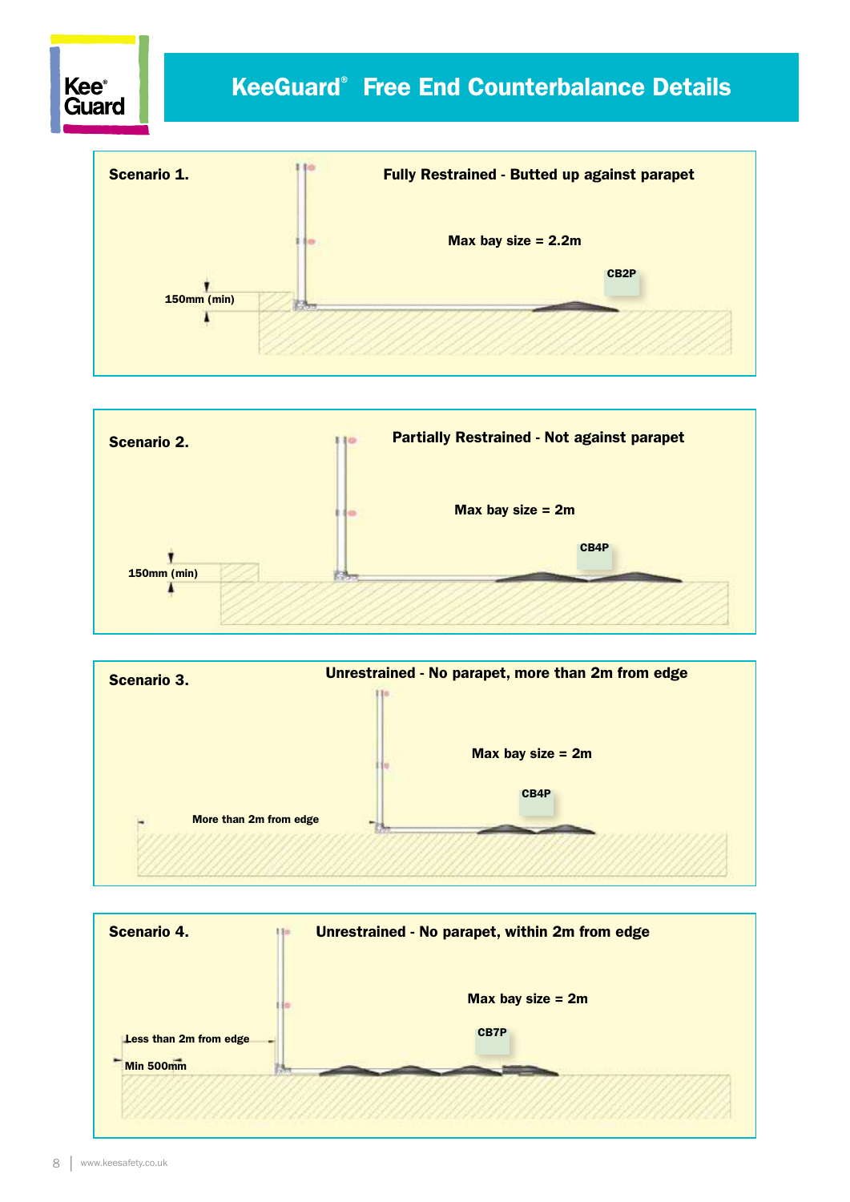# KeeGuard® Free End Counterbalance Details

**Scenario 1.**

**Fully Restrained - Butted up against parapet**

**Max bay size = 2.2m**

CB2P

150mm (min)

**Scenario 2.**

**Partially Restrained - Not against parapet**

**Max bay size = 2m**

CB4P

150mm (min)

**Scenario 3.**

**Unrestrained - No parapet, more than 2m from edge**

**Max bay size = 2m**

CB4P

More than 2m from edge

**Scenario 4.**

**Unrestrained - No parapet, within 2m from edge**

**Max bay size = 2m**

CB7P

Less than 2m from edge

Min 500mm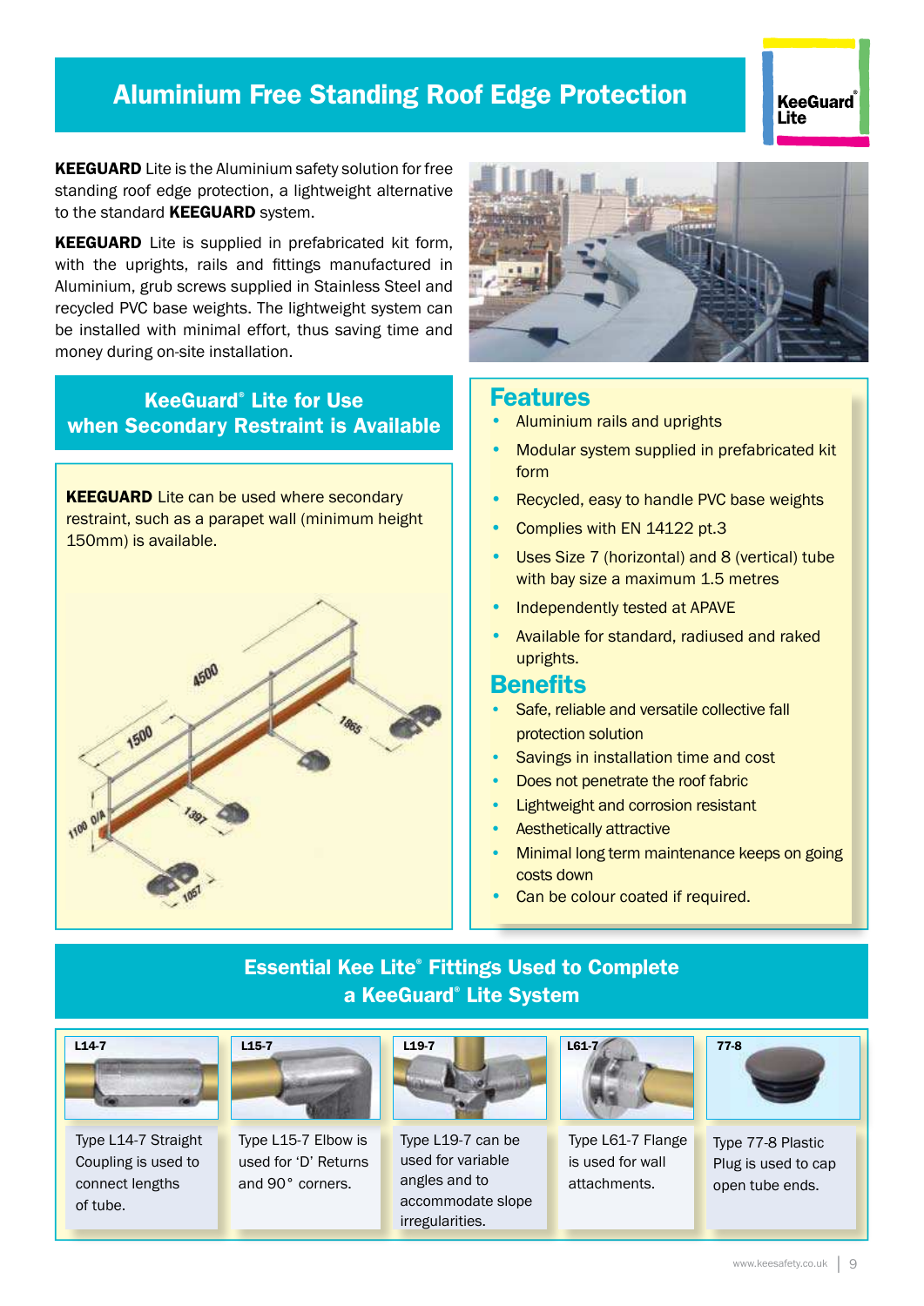# Aluminium Free Standing Roof Edge Protection

KeeGuard® Lite

**KEEGUARD** Lite is the Aluminium safety solution for free standing roof edge protection, a lightweight alternative to the standard **KEEGUARD** system.

**KEEGUARD** Lite is supplied in prefabricated kit form, with the uprights, rails and fittings manufactured in Aluminium, grub screws supplied in Stainless Steel and recycled PVC base weights. The lightweight system can be installed with minimal effort, thus saving time and money during on-site installation.

## KeeGuard® Lite for Use when Secondary Restraint is Available

**KEEGUARD** Lite can be used where secondary restraint, such as a parapet wall (minimum height 150mm) is available.

4500
1500
1865
1397
1100 O/A
1057

## Features

- Aluminium rails and uprights
- Modular system supplied in prefabricated kit form
- Recycled, easy to handle PVC base weights
- Complies with EN 14122 pt.3
- Uses Size 7 (horizontal) and 8 (vertical) tube with bay size a maximum 1.5 metres
- Independently tested at APAVE
- Available for standard, radiused and raked uprights.

## Benefits

- Safe, reliable and versatile collective fall protection solution
- Savings in installation time and cost
- Does not penetrate the roof fabric
- Lightweight and corrosion resistant
- Aesthetically attractive
- Minimal long term maintenance keeps on going costs down
- Can be colour coated if required.

## Essential Kee Lite® Fittings Used to Complete a KeeGuard® Lite System

**L14-7**
Type L14-7 Straight Coupling is used to connect lengths of tube.

**L15-7**
Type L15-7 Elbow is used for 'D' Returns and 90° corners.

**L19-7**
Type L19-7 can be used for variable angles and to accommodate slope irregularities.

**L61-7**
Type L61-7 Flange is used for wall attachments.

**77-8**
Type 77-8 Plastic Plug is used to cap open tube ends.

www.keesafety.co.uk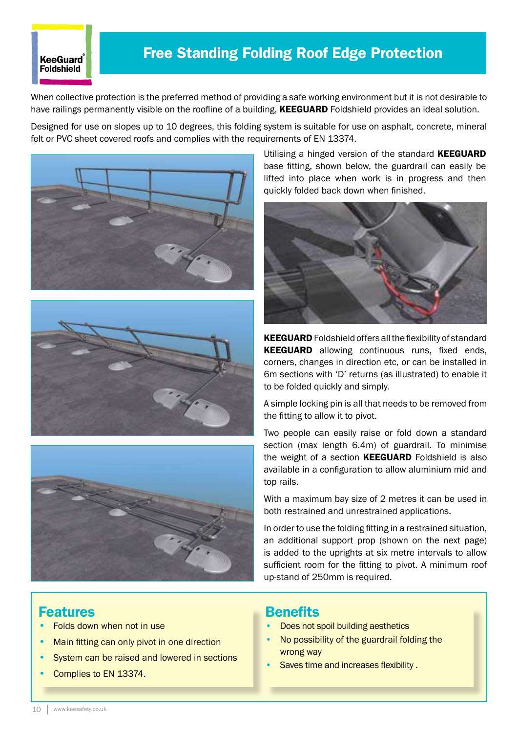KeeGuard® Foldshield

# Free Standing Folding Roof Edge Protection

When collective protection is the preferred method of providing a safe working environment but it is not desirable to have railings permanently visible on the roofline of a building, **KEEGUARD** Foldshield provides an ideal solution.

Designed for use on slopes up to 10 degrees, this folding system is suitable for use on asphalt, concrete, mineral felt or PVC sheet covered roofs and complies with the requirements of EN 13374.

Utilising a hinged version of the standard **KEEGUARD** base fitting, shown below, the guardrail can easily be lifted into place when work is in progress and then quickly folded back down when finished.

**KEEGUARD** Foldshield offers all the flexibility of standard **KEEGUARD** allowing continuous runs, fixed ends, corners, changes in direction etc, or can be installed in 6m sections with 'D' returns (as illustrated) to enable it to be folded quickly and simply.

A simple locking pin is all that needs to be removed from the fitting to allow it to pivot.

Two people can easily raise or fold down a standard section (max length 6.4m) of guardrail. To minimise the weight of a section **KEEGUARD** Foldshield is also available in a configuration to allow aluminium mid and top rails.

With a maximum bay size of 2 metres it can be used in both restrained and unrestrained applications.

In order to use the folding fitting in a restrained situation, an additional support prop (shown on the next page) is added to the uprights at six metre intervals to allow sufficient room for the fitting to pivot. A minimum roof up-stand of 250mm is required.

## Features

- Folds down when not in use
- Main fitting can only pivot in one direction
- System can be raised and lowered in sections
- Complies to EN 13374.

## Benefits

- Does not spoil building aesthetics
- No possibility of the guardrail folding the wrong way
- Saves time and increases flexibility .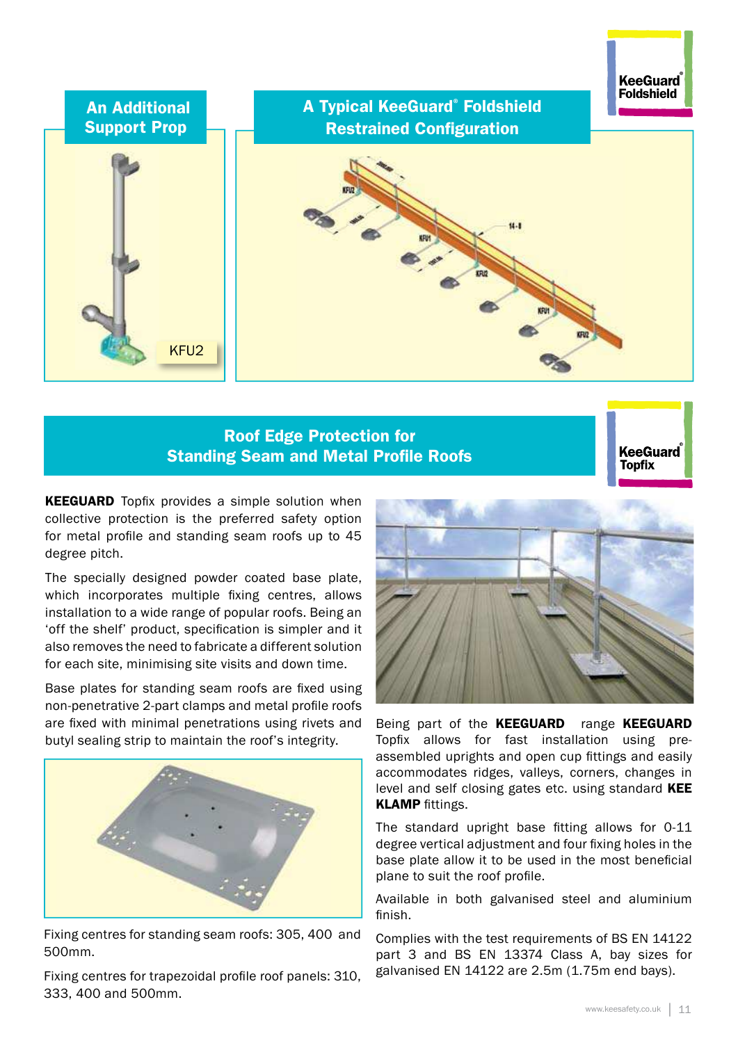KeeGuard® Foldshield

## An Additional Support Prop

KFU2

## A Typical KeeGuard® Foldshield Restrained Configuration

## Roof Edge Protection for Standing Seam and Metal Profile Roofs

KeeGuard® Topfix

**KEEGUARD** Topfix provides a simple solution when collective protection is the preferred safety option for metal profile and standing seam roofs up to 45 degree pitch.

The specially designed powder coated base plate, which incorporates multiple fixing centres, allows installation to a wide range of popular roofs. Being an 'off the shelf' product, specification is simpler and it also removes the need to fabricate a different solution for each site, minimising site visits and down time.

Base plates for standing seam roofs are fixed using non-penetrative 2-part clamps and metal profile roofs are fixed with minimal penetrations using rivets and butyl sealing strip to maintain the roof's integrity.

Fixing centres for standing seam roofs: 305, 400 and 500mm.

Fixing centres for trapezoidal profile roof panels: 310, 333, 400 and 500mm.

Being part of the **KEEGUARD** range **KEEGUARD** Topfix allows for fast installation using pre-assembled uprights and open cup fittings and easily accommodates ridges, valleys, corners, changes in level and self closing gates etc. using standard **KEE KLAMP** fittings.

The standard upright base fitting allows for 0-11 degree vertical adjustment and four fixing holes in the base plate allow it to be used in the most beneficial plane to suit the roof profile.

Available in both galvanised steel and aluminium finish.

Complies with the test requirements of BS EN 14122 part 3 and BS EN 13374 Class A, bay sizes for galvanised EN 14122 are 2.5m (1.75m end bays).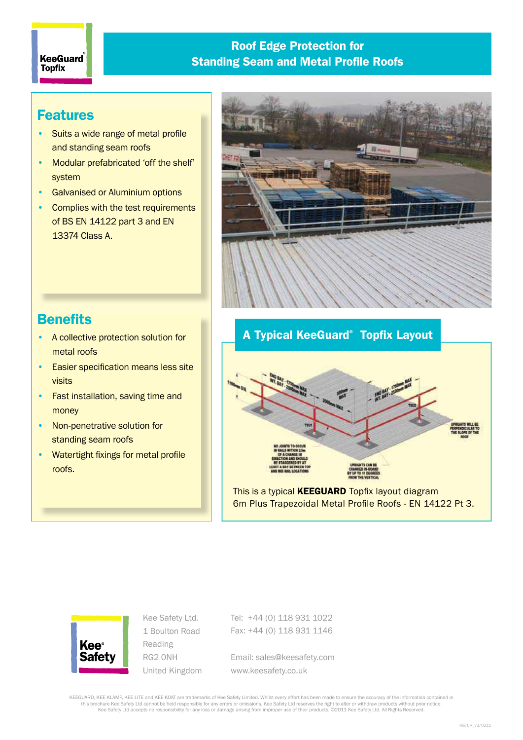KeeGuard® Topfix

# Roof Edge Protection for Standing Seam and Metal Profile Roofs

## Features

- Suits a wide range of metal profile and standing seam roofs
- Modular prefabricated 'off the shelf' system
- Galvanised or Aluminium options
- Complies with the test requirements of BS EN 14122 part 3 and EN 13374 Class A.

## Benefits

- A collective protection solution for metal roofs
- Easier specification means less site visits
- Fast installation, saving time and money
- Non-penetrative solution for standing seam roofs
- Watertight fixings for metal profile roofs.

## A Typical KeeGuard® Topfix Layout

END BAY - 1750mm MAX
INT. BAY - 2500mm MAX
1100mm OA
500mm MAX
2000mm MAX
END BAY - 1750mm MAX
INT. BAY - 2500mm MAX
T5U1
T5U2
UPRIGHTS WILL BE PERPENDICULAR TO THE SLOPE OF THE ROOF
NO JOINTS TO OCCUR IN RAILS WITHIN 2.5m OF A CHANGE IN DIRECTION AND SHOULD BE STAGGERED BY AT LEAST A BAY BETWEEN TOP AND MID RAIL LOCATIONS
UPRIGHTS CAN BE CRANKED IN-BOARD BY UP TO 11 DEGREES FROM THE VERTICAL

This is a typical **KEEGUARD** Topfix layout diagram
6m Plus Trapezoidal Metal Profile Roofs - EN 14122 Pt 3.

Kee® Safety

Kee Safety Ltd.
1 Boulton Road
Reading
RG2 0NH
United Kingdom

Tel: +44 (0) 118 931 1022
Fax: +44 (0) 118 931 1146

Email: sales@keesafety.com
www.keesafety.co.uk

KEEGUARD, KEE KLAMP, KEE LITE and KEE KOAT are trademarks of Kee Safety Limited. Whilst every effort has been made to ensure the accuracy of the information contained in this brochure Kee Safety Ltd cannot be held responsible for any errors or omissions. Kee Safety Ltd reserves the right to alter or withdraw products without prior notice. Kee Safety Ltd accepts no responsibility for any loss or damage arising from improper use of their products. ©2011 Kee Safety Ltd. All Rights Reserved.

KG/UK_v3/0211